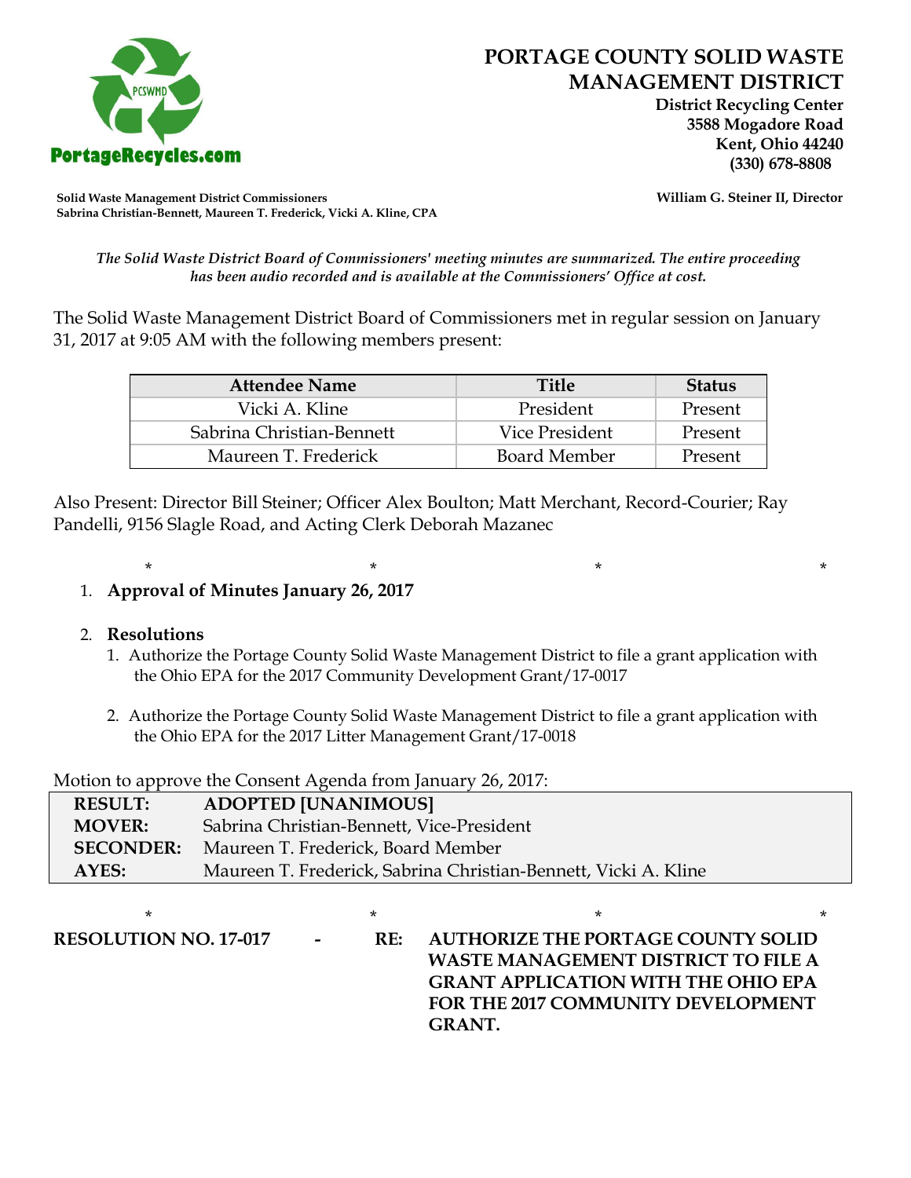# PORTAGE COUNTY SOLID WASTE MANAGEMENT DISTRICT

**District Recycling Center**
**3588 Mogadore Road**
**Kent, Ohio 44240**
**(330) 678-8808**

PortageRecycles.com

**Solid Waste Management District Commissioners**
**Sabrina Christian-Bennett, Maureen T. Frederick, Vicki A. Kline, CPA**

**William G. Steiner II, Director**

*The Solid Waste District Board of Commissioners' meeting minutes are summarized. The entire proceeding has been audio recorded and is available at the Commissioners' Office at cost.*

The Solid Waste Management District Board of Commissioners met in regular session on January 31, 2017 at 9:05 AM with the following members present:

| Attendee Name | Title | Status |
|---|---|---|
| Vicki A. Kline | President | Present |
| Sabrina Christian-Bennett | Vice President | Present |
| Maureen T. Frederick | Board Member | Present |

Also Present: Director Bill Steiner; Officer Alex Boulton; Matt Merchant, Record-Courier; Ray Pandelli, 9156 Slagle Road, and Acting Clerk Deborah Mazanec

\* \* \* \*

1. **Approval of Minutes January 26, 2017**

2. **Resolutions**
   1. Authorize the Portage County Solid Waste Management District to file a grant application with the Ohio EPA for the 2017 Community Development Grant/17-0017

   2. Authorize the Portage County Solid Waste Management District to file a grant application with the Ohio EPA for the 2017 Litter Management Grant/17-0018

Motion to approve the Consent Agenda from January 26, 2017:

| | |
|---|---|
| **RESULT:** | **ADOPTED [UNANIMOUS]** |
| **MOVER:** | Sabrina Christian-Bennett, Vice-President |
| **SECONDER:** | Maureen T. Frederick, Board Member |
| **AYES:** | Maureen T. Frederick, Sabrina Christian-Bennett, Vicki A. Kline |

\* \* \* \*

**RESOLUTION NO. 17-017 - RE: AUTHORIZE THE PORTAGE COUNTY SOLID WASTE MANAGEMENT DISTRICT TO FILE A GRANT APPLICATION WITH THE OHIO EPA FOR THE 2017 COMMUNITY DEVELOPMENT GRANT.**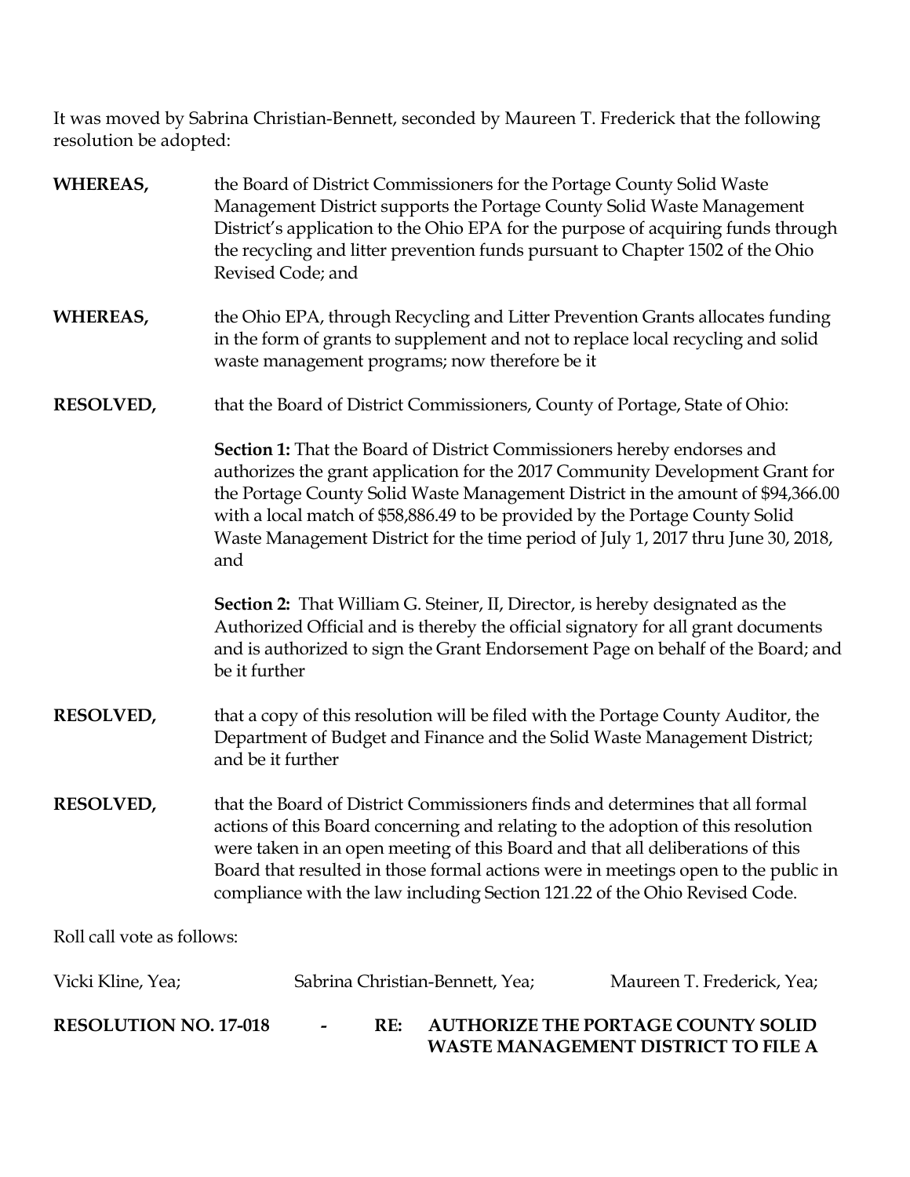It was moved by Sabrina Christian-Bennett, seconded by Maureen T. Frederick that the following resolution be adopted:

**WHEREAS,** the Board of District Commissioners for the Portage County Solid Waste Management District supports the Portage County Solid Waste Management District's application to the Ohio EPA for the purpose of acquiring funds through the recycling and litter prevention funds pursuant to Chapter 1502 of the Ohio Revised Code; and

**WHEREAS,** the Ohio EPA, through Recycling and Litter Prevention Grants allocates funding in the form of grants to supplement and not to replace local recycling and solid waste management programs; now therefore be it

**RESOLVED,** that the Board of District Commissioners, County of Portage, State of Ohio:

**Section 1:** That the Board of District Commissioners hereby endorses and authorizes the grant application for the 2017 Community Development Grant for the Portage County Solid Waste Management District in the amount of $94,366.00 with a local match of $58,886.49 to be provided by the Portage County Solid Waste Management District for the time period of July 1, 2017 thru June 30, 2018, and

**Section 2:** That William G. Steiner, II, Director, is hereby designated as the Authorized Official and is thereby the official signatory for all grant documents and is authorized to sign the Grant Endorsement Page on behalf of the Board; and be it further

**RESOLVED,** that a copy of this resolution will be filed with the Portage County Auditor, the Department of Budget and Finance and the Solid Waste Management District; and be it further

**RESOLVED,** that the Board of District Commissioners finds and determines that all formal actions of this Board concerning and relating to the adoption of this resolution were taken in an open meeting of this Board and that all deliberations of this Board that resulted in those formal actions were in meetings open to the public in compliance with the law including Section 121.22 of the Ohio Revised Code.

Roll call vote as follows:

Vicki Kline, Yea; Sabrina Christian-Bennett, Yea; Maureen T. Frederick, Yea;

**RESOLUTION NO. 17-018 - RE: AUTHORIZE THE PORTAGE COUNTY SOLID WASTE MANAGEMENT DISTRICT TO FILE A**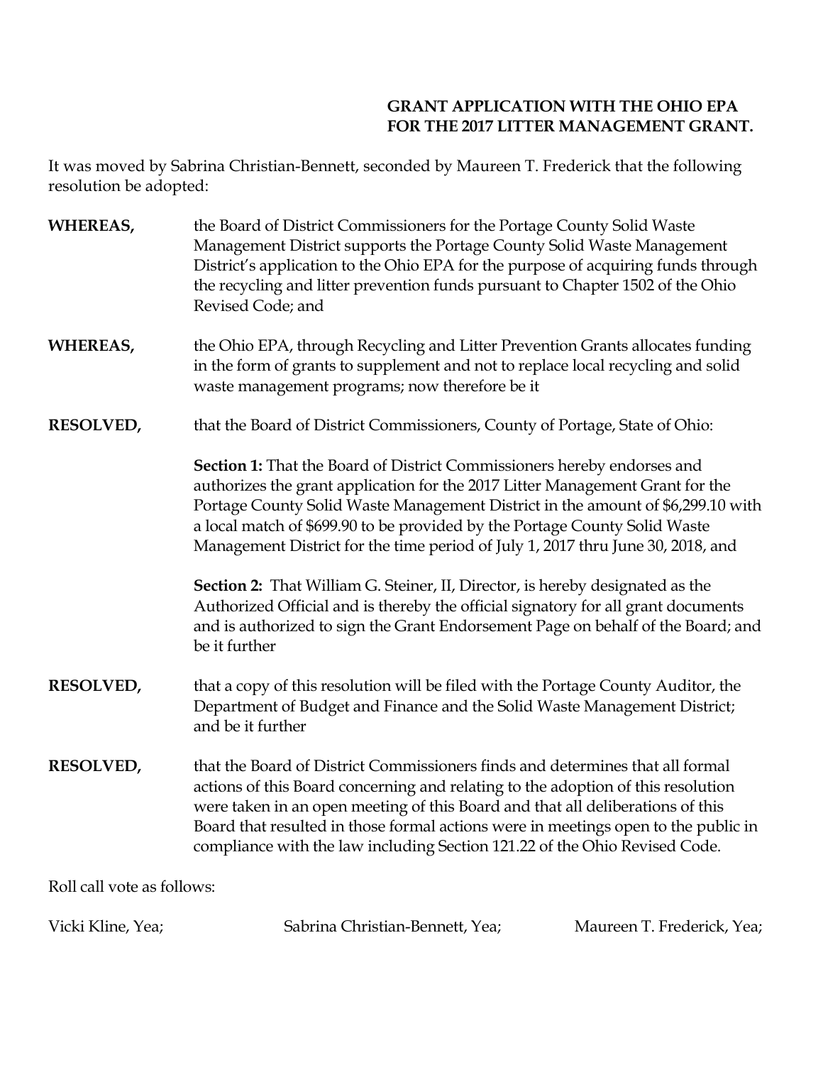**GRANT APPLICATION WITH THE OHIO EPA FOR THE 2017 LITTER MANAGEMENT GRANT.**

It was moved by Sabrina Christian-Bennett, seconded by Maureen T. Frederick that the following resolution be adopted:

**WHEREAS,** the Board of District Commissioners for the Portage County Solid Waste Management District supports the Portage County Solid Waste Management District's application to the Ohio EPA for the purpose of acquiring funds through the recycling and litter prevention funds pursuant to Chapter 1502 of the Ohio Revised Code; and

**WHEREAS,** the Ohio EPA, through Recycling and Litter Prevention Grants allocates funding in the form of grants to supplement and not to replace local recycling and solid waste management programs; now therefore be it

**RESOLVED,** that the Board of District Commissioners, County of Portage, State of Ohio:

**Section 1:** That the Board of District Commissioners hereby endorses and authorizes the grant application for the 2017 Litter Management Grant for the Portage County Solid Waste Management District in the amount of $6,299.10 with a local match of $699.90 to be provided by the Portage County Solid Waste Management District for the time period of July 1, 2017 thru June 30, 2018, and

**Section 2:** That William G. Steiner, II, Director, is hereby designated as the Authorized Official and is thereby the official signatory for all grant documents and is authorized to sign the Grant Endorsement Page on behalf of the Board; and be it further

**RESOLVED,** that a copy of this resolution will be filed with the Portage County Auditor, the Department of Budget and Finance and the Solid Waste Management District; and be it further

**RESOLVED,** that the Board of District Commissioners finds and determines that all formal actions of this Board concerning and relating to the adoption of this resolution were taken in an open meeting of this Board and that all deliberations of this Board that resulted in those formal actions were in meetings open to the public in compliance with the law including Section 121.22 of the Ohio Revised Code.

Roll call vote as follows:

Vicki Kline, Yea; Sabrina Christian-Bennett, Yea; Maureen T. Frederick, Yea;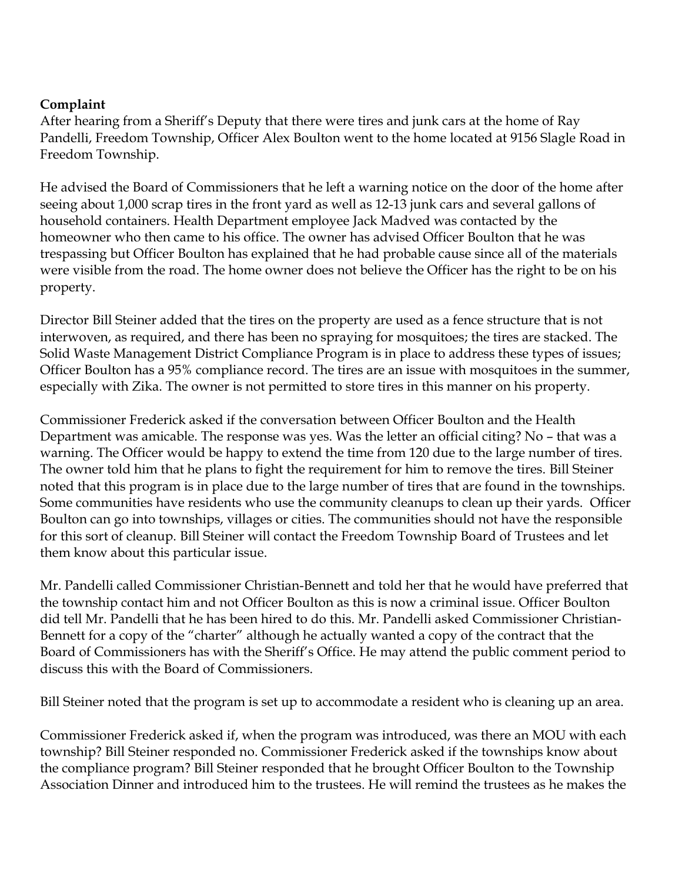**Complaint**

After hearing from a Sheriff's Deputy that there were tires and junk cars at the home of Ray Pandelli, Freedom Township, Officer Alex Boulton went to the home located at 9156 Slagle Road in Freedom Township.

He advised the Board of Commissioners that he left a warning notice on the door of the home after seeing about 1,000 scrap tires in the front yard as well as 12-13 junk cars and several gallons of household containers. Health Department employee Jack Madved was contacted by the homeowner who then came to his office. The owner has advised Officer Boulton that he was trespassing but Officer Boulton has explained that he had probable cause since all of the materials were visible from the road. The home owner does not believe the Officer has the right to be on his property.

Director Bill Steiner added that the tires on the property are used as a fence structure that is not interwoven, as required, and there has been no spraying for mosquitoes; the tires are stacked. The Solid Waste Management District Compliance Program is in place to address these types of issues; Officer Boulton has a 95% compliance record. The tires are an issue with mosquitoes in the summer, especially with Zika. The owner is not permitted to store tires in this manner on his property.

Commissioner Frederick asked if the conversation between Officer Boulton and the Health Department was amicable. The response was yes. Was the letter an official citing? No – that was a warning. The Officer would be happy to extend the time from 120 due to the large number of tires. The owner told him that he plans to fight the requirement for him to remove the tires. Bill Steiner noted that this program is in place due to the large number of tires that are found in the townships. Some communities have residents who use the community cleanups to clean up their yards. Officer Boulton can go into townships, villages or cities. The communities should not have the responsible for this sort of cleanup. Bill Steiner will contact the Freedom Township Board of Trustees and let them know about this particular issue.

Mr. Pandelli called Commissioner Christian-Bennett and told her that he would have preferred that the township contact him and not Officer Boulton as this is now a criminal issue. Officer Boulton did tell Mr. Pandelli that he has been hired to do this. Mr. Pandelli asked Commissioner Christian-Bennett for a copy of the "charter" although he actually wanted a copy of the contract that the Board of Commissioners has with the Sheriff's Office. He may attend the public comment period to discuss this with the Board of Commissioners.

Bill Steiner noted that the program is set up to accommodate a resident who is cleaning up an area.

Commissioner Frederick asked if, when the program was introduced, was there an MOU with each township? Bill Steiner responded no. Commissioner Frederick asked if the townships know about the compliance program? Bill Steiner responded that he brought Officer Boulton to the Township Association Dinner and introduced him to the trustees. He will remind the trustees as he makes the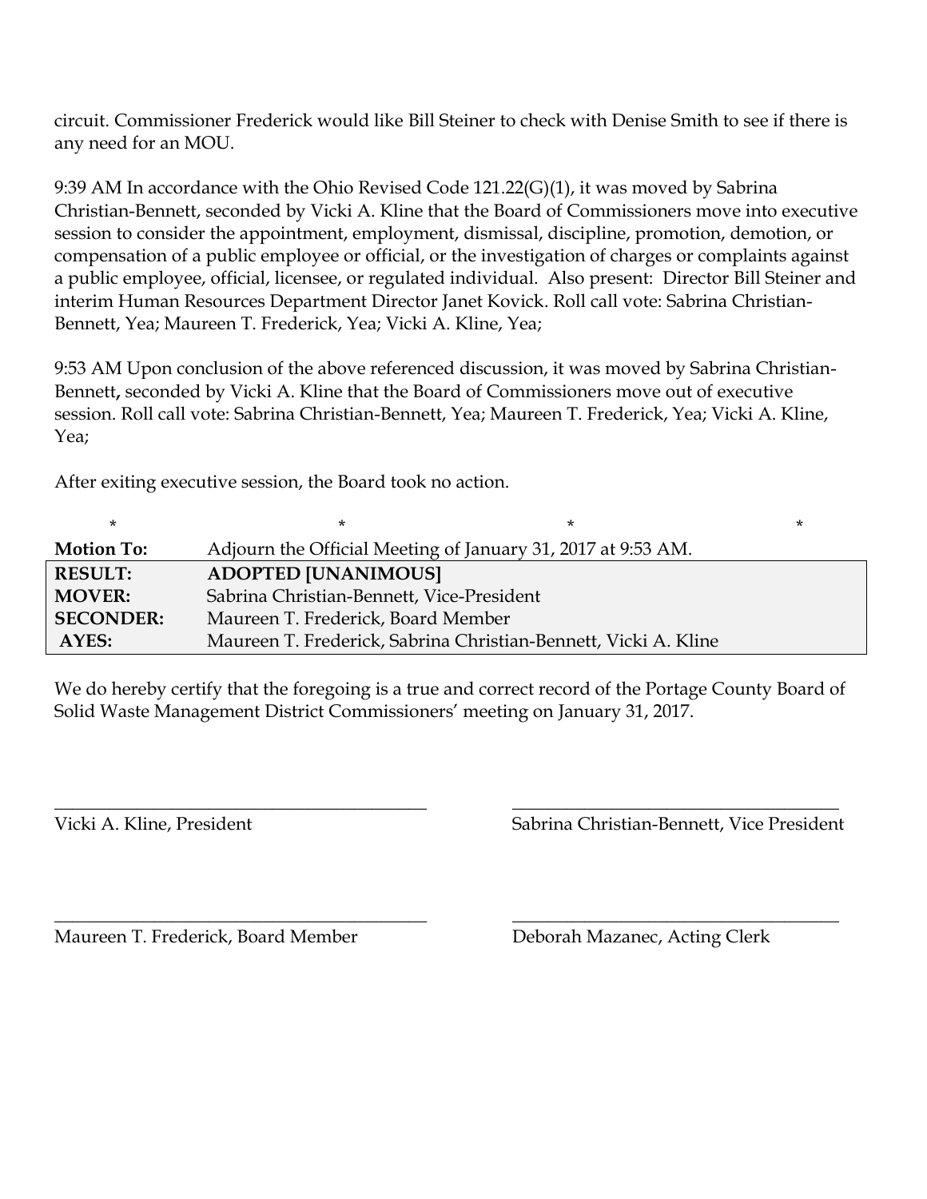circuit. Commissioner Frederick would like Bill Steiner to check with Denise Smith to see if there is any need for an MOU.

9:39 AM In accordance with the Ohio Revised Code 121.22(G)(1), it was moved by Sabrina Christian-Bennett, seconded by Vicki A. Kline that the Board of Commissioners move into executive session to consider the appointment, employment, dismissal, discipline, promotion, demotion, or compensation of a public employee or official, or the investigation of charges or complaints against a public employee, official, licensee, or regulated individual. Also present: Director Bill Steiner and interim Human Resources Department Director Janet Kovick. Roll call vote: Sabrina Christian-Bennett, Yea; Maureen T. Frederick, Yea; Vicki A. Kline, Yea;

9:53 AM Upon conclusion of the above referenced discussion, it was moved by Sabrina Christian-Bennett**,** seconded by Vicki A. Kline that the Board of Commissioners move out of executive session. Roll call vote: Sabrina Christian-Bennett, Yea; Maureen T. Frederick, Yea; Vicki A. Kline, Yea;

After exiting executive session, the Board took no action.

\* \* \* \*

| **Motion To:** | Adjourn the Official Meeting of January 31, 2017 at 9:53 AM. |
|---|---|
| **RESULT:** | **ADOPTED [UNANIMOUS]** |
| **MOVER:** | Sabrina Christian-Bennett, Vice-President |
| **SECONDER:** | Maureen T. Frederick, Board Member |
| **AYES:** | Maureen T. Frederick, Sabrina Christian-Bennett, Vicki A. Kline |

We do hereby certify that the foregoing is a true and correct record of the Portage County Board of Solid Waste Management District Commissioners' meeting on January 31, 2017.

\_\_\_\_\_\_\_\_\_\_\_\_\_\_\_\_\_\_\_\_\_\_\_\_\_\_\_\_\_\_\_\_\_\_\_\_\_\_\_\_
Vicki A. Kline, President

\_\_\_\_\_\_\_\_\_\_\_\_\_\_\_\_\_\_\_\_\_\_\_\_\_\_\_\_\_\_\_\_\_\_\_\_\_\_\_\_
Sabrina Christian-Bennett, Vice President

\_\_\_\_\_\_\_\_\_\_\_\_\_\_\_\_\_\_\_\_\_\_\_\_\_\_\_\_\_\_\_\_\_\_\_\_\_\_\_\_
Maureen T. Frederick, Board Member

\_\_\_\_\_\_\_\_\_\_\_\_\_\_\_\_\_\_\_\_\_\_\_\_\_\_\_\_\_\_\_\_\_\_\_\_\_\_\_\_
Deborah Mazanec, Acting Clerk